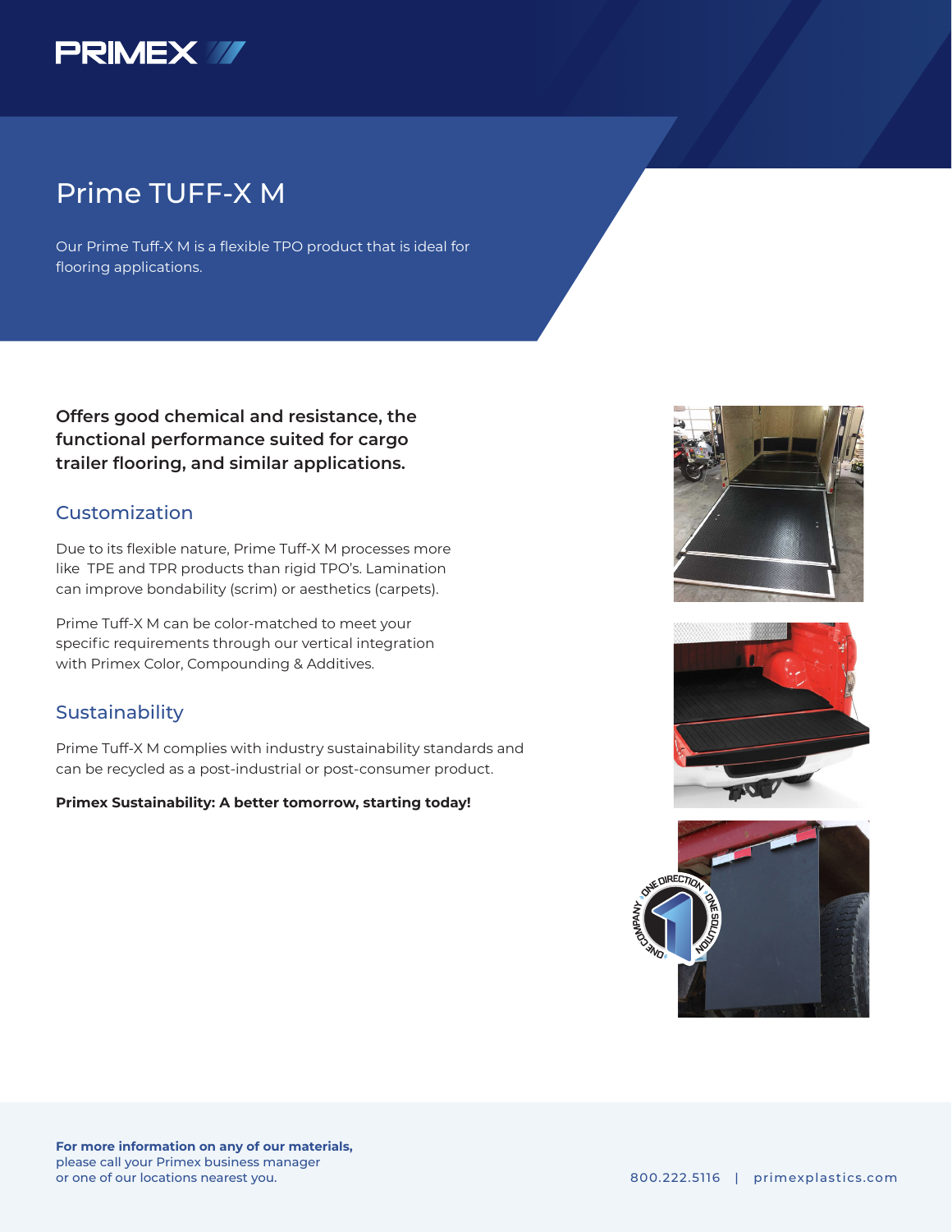PRIMEX

# Prime TUFF-X M

Our Prime Tuff-X M is a flexible TPO product that is ideal for flooring applications.

**Offers good chemical and resistance, the functional performance suited for cargo trailer flooring, and similar applications.**

## Customization

Due to its flexible nature, Prime Tuff-X M processes more like TPE and TPR products than rigid TPO's. Lamination can improve bondability (scrim) or aesthetics (carpets).

Prime Tuff-X M can be color-matched to meet your specific requirements through our vertical integration with Primex Color, Compounding & Additives.

## Sustainability

Prime Tuff-X M complies with industry sustainability standards and can be recycled as a post-industrial or post-consumer product.

**Primex Sustainability: A better tomorrow, starting today!**

**For more information on any of our materials,**
please call your Primex business manager
or one of our locations nearest you.

800.222.5116 | primexplastics.com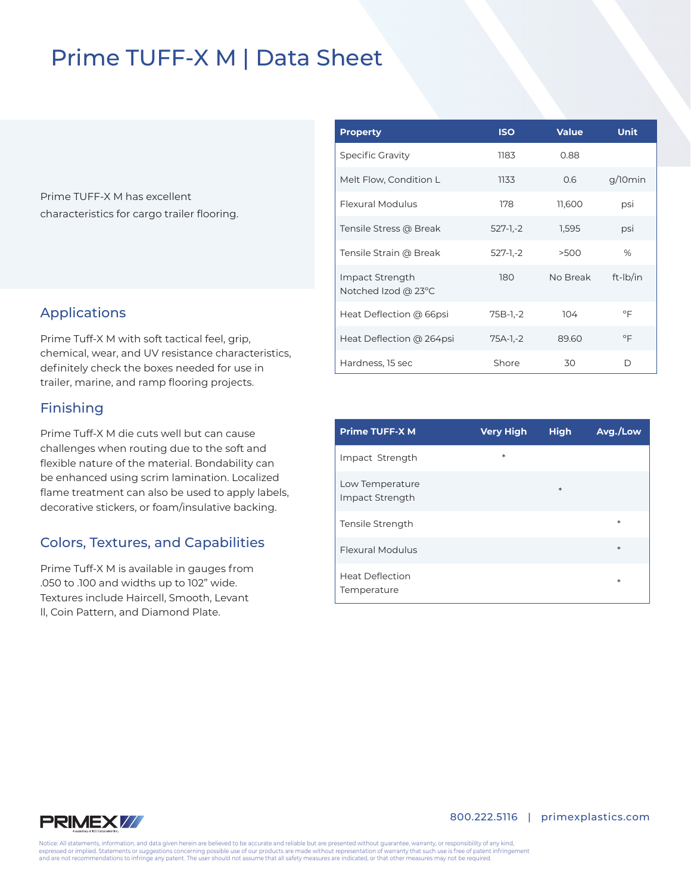# Prime TUFF-X M | Data Sheet

Prime TUFF-X M has excellent characteristics for cargo trailer flooring.

## Applications

Prime Tuff-X M with soft tactical feel, grip, chemical, wear, and UV resistance characteristics, definitely check the boxes needed for use in trailer, marine, and ramp flooring projects.

## Finishing

Prime Tuff-X M die cuts well but can cause challenges when routing due to the soft and flexible nature of the material. Bondability can be enhanced using scrim lamination. Localized flame treatment can also be used to apply labels, decorative stickers, or foam/insulative backing.

## Colors, Textures, and Capabilities

Prime Tuff-X M is available in gauges from .050 to .100 and widths up to 102" wide. Textures include Haircell, Smooth, Levant II, Coin Pattern, and Diamond Plate.

| Property | ISO | Value | Unit |
|---|---|---|---|
| Specific Gravity | 1183 | 0.88 | |
| Melt Flow, Condition L | 1133 | 0.6 | g/10min |
| Flexural Modulus | 178 | 11,600 | psi |
| Tensile Stress @ Break | 527-1,-2 | 1,595 | psi |
| Tensile Strain @ Break | 527-1,-2 | >500 | % |
| Impact Strength Notched Izod @ 23°C | 180 | No Break | ft-lb/in |
| Heat Deflection @ 66psi | 75B-1,-2 | 104 | °F |
| Heat Deflection @ 264psi | 75A-1,-2 | 89.60 | °F |
| Hardness, 15 sec | Shore | 30 | D |

| Prime TUFF-X M | Very High | High | Avg./Low |
|---|---|---|---|
| Impact Strength | * | | |
| Low Temperature Impact Strength | | * | |
| Tensile Strength | | | * |
| Flexural Modulus | | | * |
| Heat Deflection Temperature | | | * |

PRIMEX A subsidiary of ICO Corporation Inc.

800.222.5116 | primexplastics.com

Notice: All statements, information, and data given herein are believed to be accurate and reliable but are presented without guarantee, warranty, or responsibility of any kind, expressed or implied. Statements or suggestions concerning possible use of our products are made without representation of warranty that such use is free of patent infringement and are not recommendations to infringe any patent. The user should not assume that all safety measures are indicated, or that other measures may not be required.